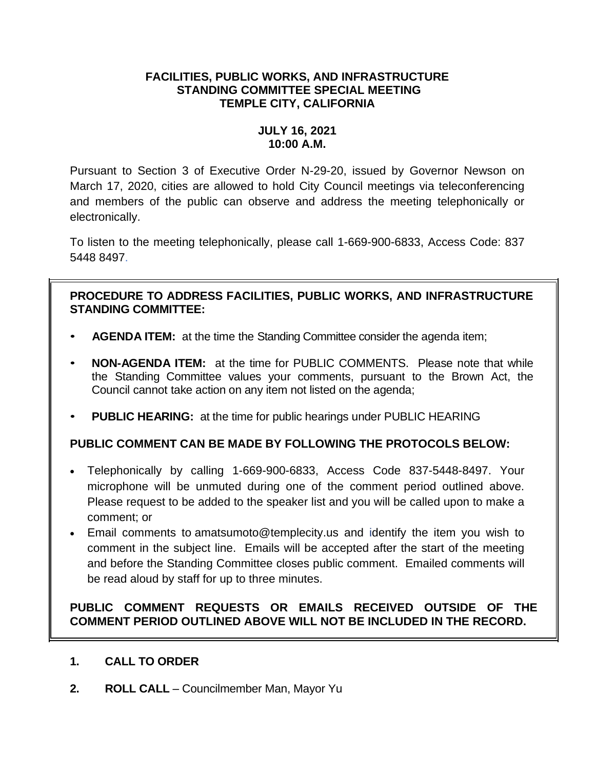**FACILITIES, PUBLIC WORKS, AND INFRASTRUCTURE**
**STANDING COMMITTEE SPECIAL MEETING**
**TEMPLE CITY, CALIFORNIA**

**JULY 16, 2021**
**10:00 A.M.**

Pursuant to Section 3 of Executive Order N-29-20, issued by Governor Newson on March 17, 2020, cities are allowed to hold City Council meetings via teleconferencing and members of the public can observe and address the meeting telephonically or electronically.

To listen to the meeting telephonically, please call 1-669-900-6833, Access Code: 837 5448 8497.

**PROCEDURE TO ADDRESS FACILITIES, PUBLIC WORKS, AND INFRASTRUCTURE STANDING COMMITTEE:**

- **AGENDA ITEM:** at the time the Standing Committee consider the agenda item;
- **NON-AGENDA ITEM:** at the time for PUBLIC COMMENTS. Please note that while the Standing Committee values your comments, pursuant to the Brown Act, the Council cannot take action on any item not listed on the agenda;
- **PUBLIC HEARING:** at the time for public hearings under PUBLIC HEARING

**PUBLIC COMMENT CAN BE MADE BY FOLLOWING THE PROTOCOLS BELOW:**

- Telephonically by calling 1-669-900-6833, Access Code 837-5448-8497. Your microphone will be unmuted during one of the comment period outlined above. Please request to be added to the speaker list and you will be called upon to make a comment; or
- Email comments to amatsumoto@templecity.us and identify the item you wish to comment in the subject line. Emails will be accepted after the start of the meeting and before the Standing Committee closes public comment. Emailed comments will be read aloud by staff for up to three minutes.

**PUBLIC COMMENT REQUESTS OR EMAILS RECEIVED OUTSIDE OF THE COMMENT PERIOD OUTLINED ABOVE WILL NOT BE INCLUDED IN THE RECORD.**

**1. CALL TO ORDER**

**2. ROLL CALL** – Councilmember Man, Mayor Yu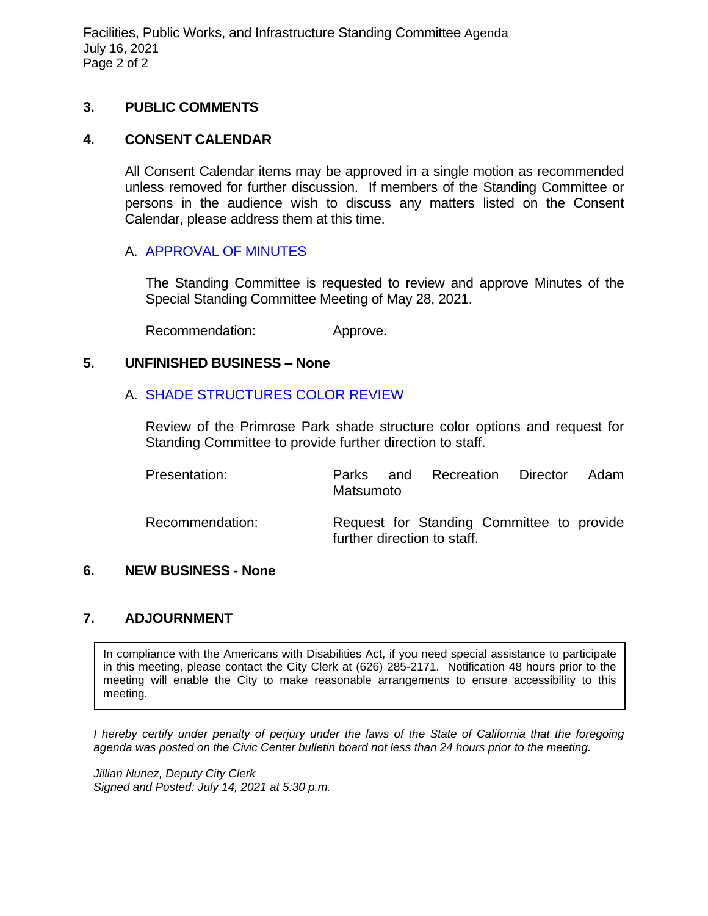## 3. PUBLIC COMMENTS

## 4. CONSENT CALENDAR

All Consent Calendar items may be approved in a single motion as recommended unless removed for further discussion. If members of the Standing Committee or persons in the audience wish to discuss any matters listed on the Consent Calendar, please address them at this time.

A. APPROVAL OF MINUTES

The Standing Committee is requested to review and approve Minutes of the Special Standing Committee Meeting of May 28, 2021.

Recommendation: Approve.

## 5. UNFINISHED BUSINESS – None

A. SHADE STRUCTURES COLOR REVIEW

Review of the Primrose Park shade structure color options and request for Standing Committee to provide further direction to staff.

Presentation: Parks and Recreation Director Adam Matsumoto

Recommendation: Request for Standing Committee to provide further direction to staff.

## 6. NEW BUSINESS - None

## 7. ADJOURNMENT

In compliance with the Americans with Disabilities Act, if you need special assistance to participate in this meeting, please contact the City Clerk at (626) 285-2171. Notification 48 hours prior to the meeting will enable the City to make reasonable arrangements to ensure accessibility to this meeting.

*I hereby certify under penalty of perjury under the laws of the State of California that the foregoing agenda was posted on the Civic Center bulletin board not less than 24 hours prior to the meeting.*

*Jillian Nunez, Deputy City Clerk*
*Signed and Posted: July 14, 2021 at 5:30 p.m.*